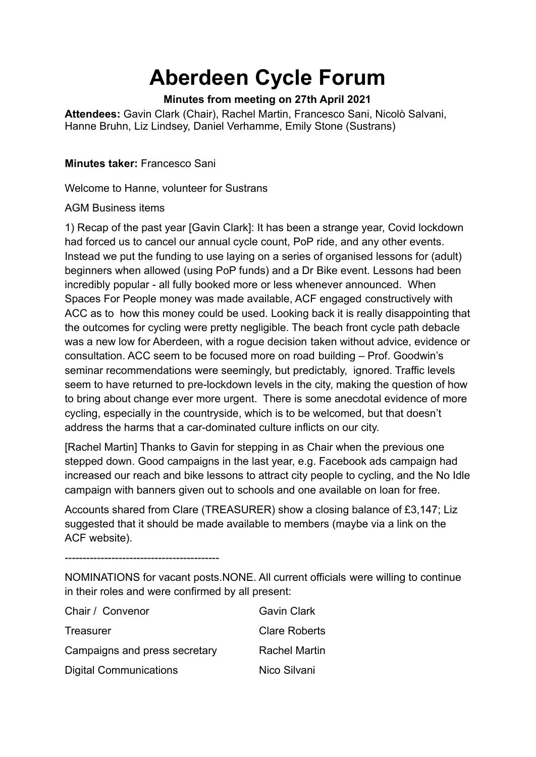# Aberdeen Cycle Forum

**Minutes from meeting on 27th April 2021**

**Attendees:** Gavin Clark (Chair), Rachel Martin, Francesco Sani, Nicolò Salvani, Hanne Bruhn, Liz Lindsey, Daniel Verhamme, Emily Stone (Sustrans)

**Minutes taker:** Francesco Sani

Welcome to Hanne, volunteer for Sustrans

AGM Business items

1) Recap of the past year [Gavin Clark]: It has been a strange year, Covid lockdown had forced us to cancel our annual cycle count, PoP ride, and any other events. Instead we put the funding to use laying on a series of organised lessons for (adult) beginners when allowed (using PoP funds) and a Dr Bike event. Lessons had been incredibly popular - all fully booked more or less whenever announced. When Spaces For People money was made available, ACF engaged constructively with ACC as to how this money could be used. Looking back it is really disappointing that the outcomes for cycling were pretty negligible. The beach front cycle path debacle was a new low for Aberdeen, with a rogue decision taken without advice, evidence or consultation. ACC seem to be focused more on road building – Prof. Goodwin's seminar recommendations were seemingly, but predictably, ignored. Traffic levels seem to have returned to pre-lockdown levels in the city, making the question of how to bring about change ever more urgent. There is some anecdotal evidence of more cycling, especially in the countryside, which is to be welcomed, but that doesn't address the harms that a car-dominated culture inflicts on our city.

[Rachel Martin] Thanks to Gavin for stepping in as Chair when the previous one stepped down. Good campaigns in the last year, e.g. Facebook ads campaign had increased our reach and bike lessons to attract city people to cycling, and the No Idle campaign with banners given out to schools and one available on loan for free.

Accounts shared from Clare (TREASURER) show a closing balance of £3,147; Liz suggested that it should be made available to members (maybe via a link on the ACF website).

-------------------------------------------

NOMINATIONS for vacant posts.NONE. All current officials were willing to continue in their roles and were confirmed by all present:

| | |
|---|---|
| Chair / Convenor | Gavin Clark |
| Treasurer | Clare Roberts |
| Campaigns and press secretary | Rachel Martin |
| Digital Communications | Nico Silvani |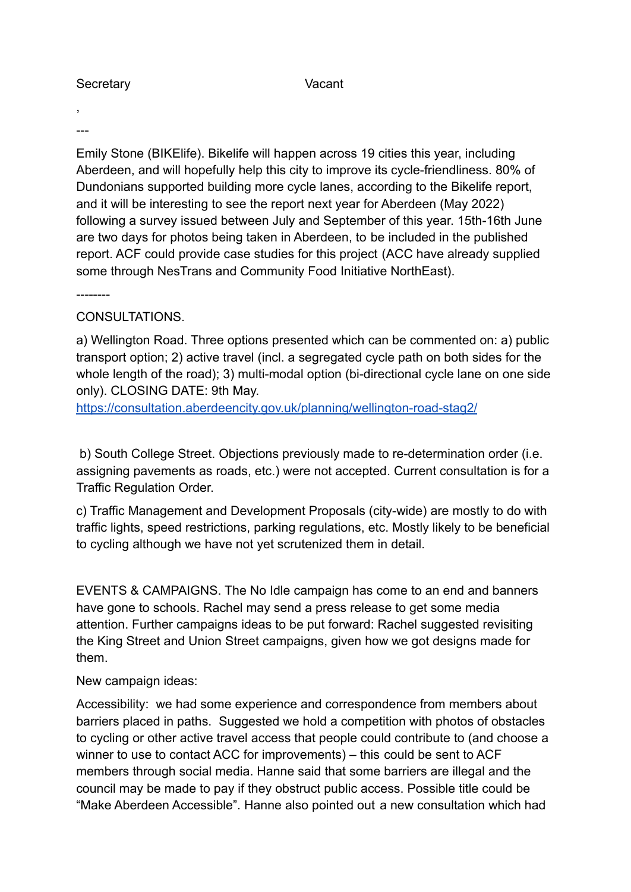| Secretary | Vacant |
|---|---|

,

---

Emily Stone (BIKElife). Bikelife will happen across 19 cities this year, including Aberdeen, and will hopefully help this city to improve its cycle-friendliness. 80% of Dundonians supported building more cycle lanes, according to the Bikelife report, and it will be interesting to see the report next year for Aberdeen (May 2022) following a survey issued between July and September of this year. 15th-16th June are two days for photos being taken in Aberdeen, to be included in the published report. ACF could provide case studies for this project (ACC have already supplied some through NesTrans and Community Food Initiative NorthEast).

--------

CONSULTATIONS.

a) Wellington Road. Three options presented which can be commented on: a) public transport option; 2) active travel (incl. a segregated cycle path on both sides for the whole length of the road); 3) multi-modal option (bi-directional cycle lane on one side only). CLOSING DATE: 9th May.
https://consultation.aberdeencity.gov.uk/planning/wellington-road-stag2/

b) South College Street. Objections previously made to re-determination order (i.e. assigning pavements as roads, etc.) were not accepted. Current consultation is for a Traffic Regulation Order.

c) Traffic Management and Development Proposals (city-wide) are mostly to do with traffic lights, speed restrictions, parking regulations, etc. Mostly likely to be beneficial to cycling although we have not yet scrutenized them in detail.

EVENTS & CAMPAIGNS. The No Idle campaign has come to an end and banners have gone to schools. Rachel may send a press release to get some media attention. Further campaigns ideas to be put forward: Rachel suggested revisiting the King Street and Union Street campaigns, given how we got designs made for them.

New campaign ideas:

Accessibility: we had some experience and correspondence from members about barriers placed in paths. Suggested we hold a competition with photos of obstacles to cycling or other active travel access that people could contribute to (and choose a winner to use to contact ACC for improvements) – this could be sent to ACF members through social media. Hanne said that some barriers are illegal and the council may be made to pay if they obstruct public access. Possible title could be "Make Aberdeen Accessible". Hanne also pointed out a new consultation which had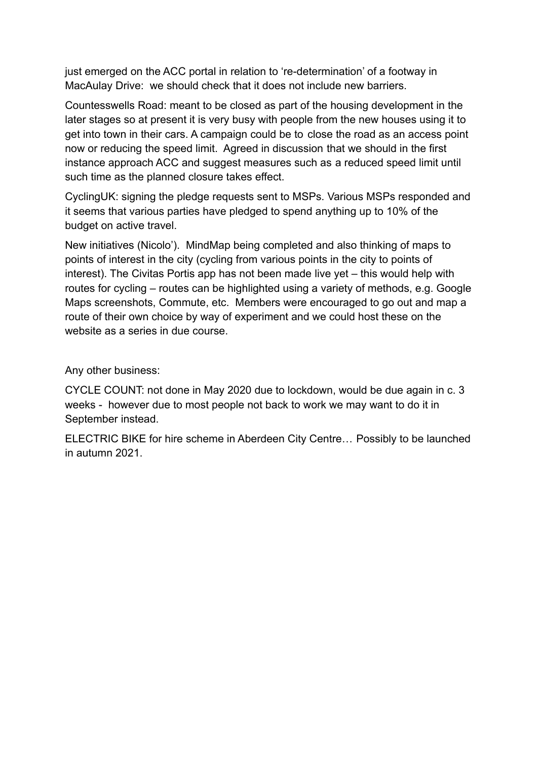just emerged on the ACC portal in relation to 're-determination' of a footway in MacAulay Drive: we should check that it does not include new barriers.

Countesswells Road: meant to be closed as part of the housing development in the later stages so at present it is very busy with people from the new houses using it to get into town in their cars. A campaign could be to close the road as an access point now or reducing the speed limit. Agreed in discussion that we should in the first instance approach ACC and suggest measures such as a reduced speed limit until such time as the planned closure takes effect.

CyclingUK: signing the pledge requests sent to MSPs. Various MSPs responded and it seems that various parties have pledged to spend anything up to 10% of the budget on active travel.

New initiatives (Nicolo'). MindMap being completed and also thinking of maps to points of interest in the city (cycling from various points in the city to points of interest). The Civitas Portis app has not been made live yet – this would help with routes for cycling – routes can be highlighted using a variety of methods, e.g. Google Maps screenshots, Commute, etc. Members were encouraged to go out and map a route of their own choice by way of experiment and we could host these on the website as a series in due course.

Any other business:

CYCLE COUNT: not done in May 2020 due to lockdown, would be due again in c. 3 weeks - however due to most people not back to work we may want to do it in September instead.

ELECTRIC BIKE for hire scheme in Aberdeen City Centre… Possibly to be launched in autumn 2021.